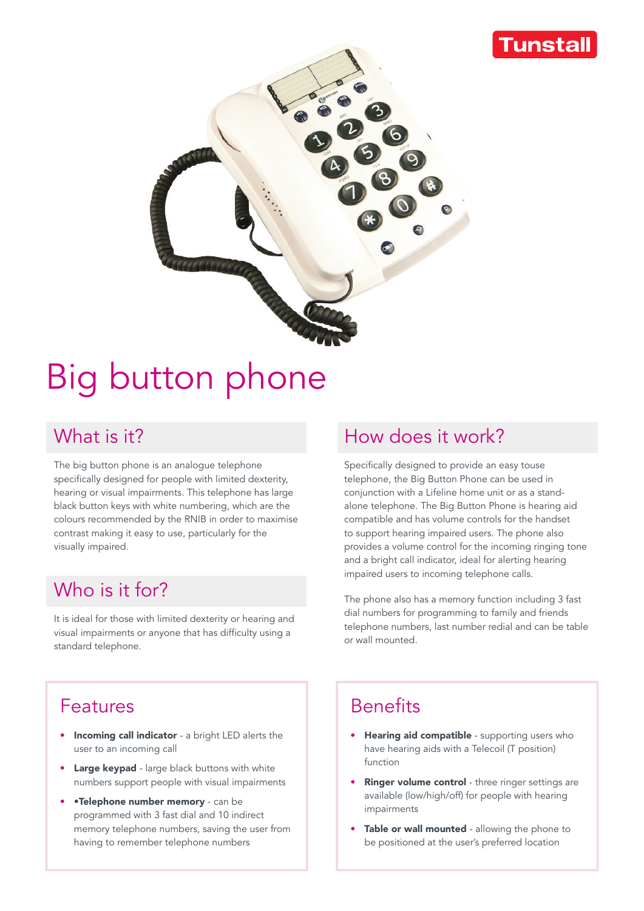Tunstall

# Big button phone

## What is it?

The big button phone is an analogue telephone specifically designed for people with limited dexterity, hearing or visual impairments. This telephone has large black button keys with white numbering, which are the colours recommended by the RNIB in order to maximise contrast making it easy to use, particularly for the visually impaired.

## Who is it for?

It is ideal for those with limited dexterity or hearing and visual impairments or anyone that has difficulty using a standard telephone.

## How does it work?

Specifically designed to provide an easy touse telephone, the Big Button Phone can be used in conjunction with a Lifeline home unit or as a stand-alone telephone. The Big Button Phone is hearing aid compatible and has volume controls for the handset to support hearing impaired users. The phone also provides a volume control for the incoming ringing tone and a bright call indicator, ideal for alerting hearing impaired users to incoming telephone calls.

The phone also has a memory function including 3 fast dial numbers for programming to family and friends telephone numbers, last number redial and can be table or wall mounted.

## Features

- **Incoming call indicator** - a bright LED alerts the user to an incoming call
- **Large keypad** - large black buttons with white numbers support people with visual impairments
- **•Telephone number memory** - can be programmed with 3 fast dial and 10 indirect memory telephone numbers, saving the user from having to remember telephone numbers

## Benefits

- **Hearing aid compatible** - supporting users who have hearing aids with a Telecoil (T position) function
- **Ringer volume control** - three ringer settings are available (low/high/off) for people with hearing impairments
- **Table or wall mounted** - allowing the phone to be positioned at the user's preferred location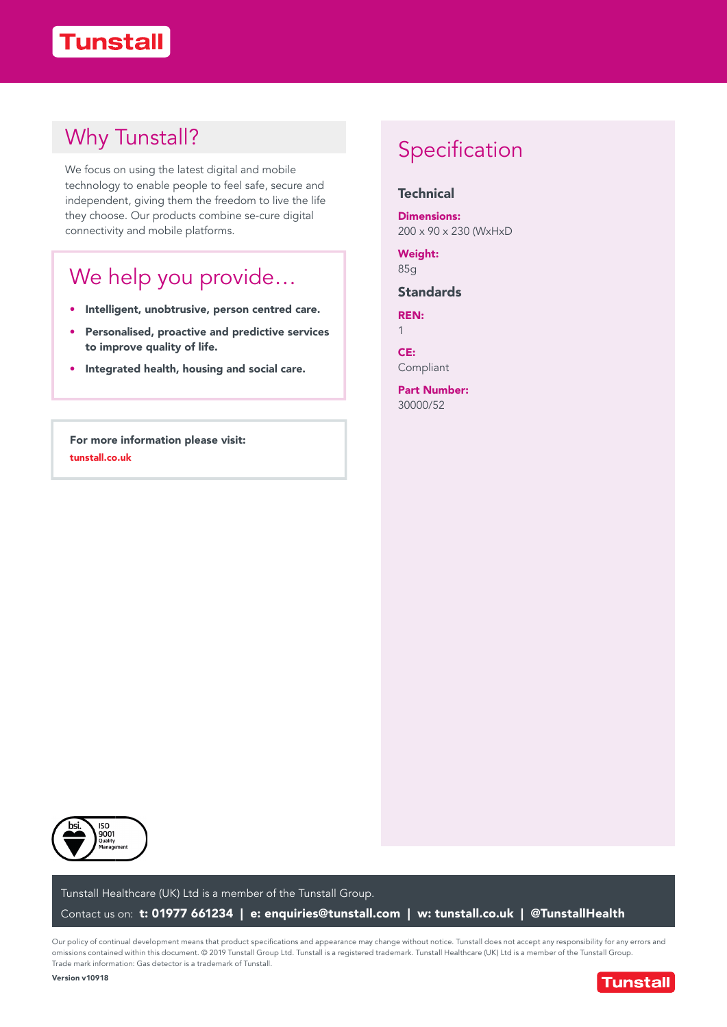## Why Tunstall?

We focus on using the latest digital and mobile technology to enable people to feel safe, secure and independent, giving them the freedom to live the life they choose. Our products combine se-cure digital connectivity and mobile platforms.

## We help you provide…

- **Intelligent, unobtrusive, person centred care.**
- **Personalised, proactive and predictive services to improve quality of life.**
- **Integrated health, housing and social care.**

**For more information please visit:**
**tunstall.co.uk**

## Specification

### Technical

**Dimensions:**
200 x 90 x 230 (WxHxD

**Weight:**
85g

### Standards

**REN:**
1

**CE:**
Compliant

**Part Number:**
30000/52

ISO 9001 Quality Management

Tunstall Healthcare (UK) Ltd is a member of the Tunstall Group.

Contact us on: **t: 01977 661234 | e: enquiries@tunstall.com | w: tunstall.co.uk | @TunstallHealth**

Our policy of continual development means that product specifications and appearance may change without notice. Tunstall does not accept any responsibility for any errors and omissions contained within this document. © 2019 Tunstall Group Ltd. Tunstall is a registered trademark. Tunstall Healthcare (UK) Ltd is a member of the Tunstall Group. Trade mark information: Gas detector is a trademark of Tunstall.

**Version v10918**